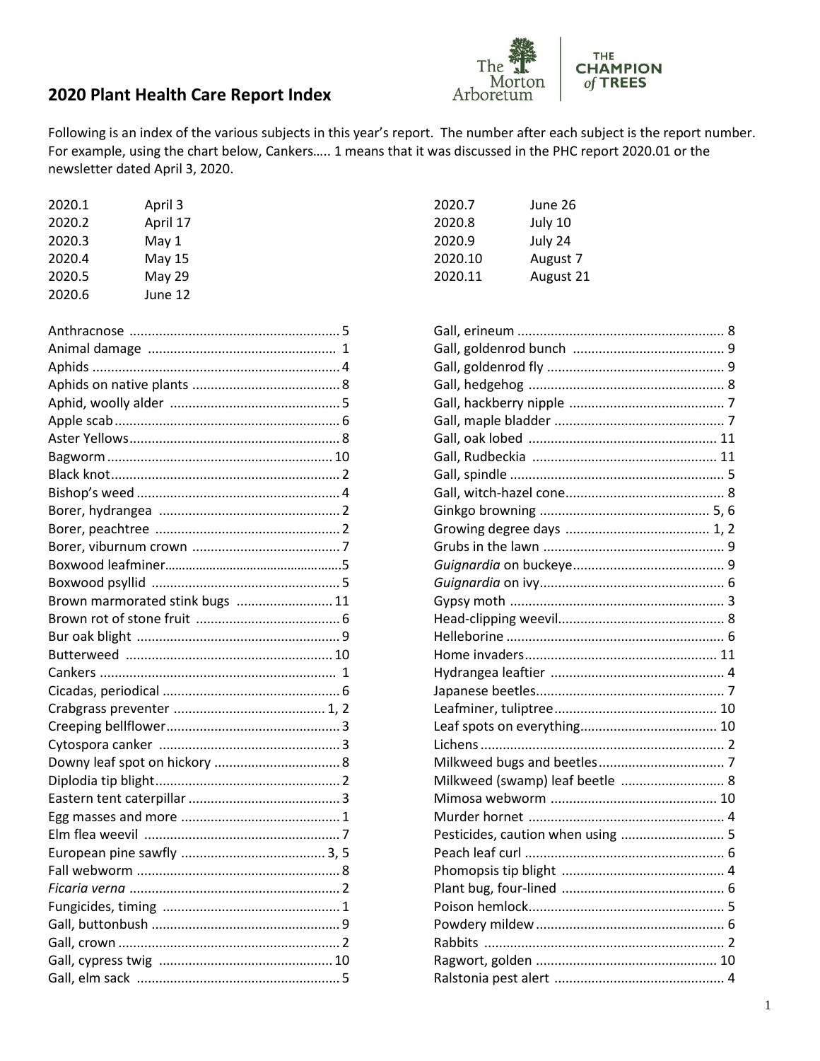# 2020 Plant Health Care Report Index

Following is an index of the various subjects in this year's report. The number after each subject is the report number. For example, using the chart below, Cankers….. 1 means that it was discussed in the PHC report 2020.01 or the newsletter dated April 3, 2020.

| Report | Date |
|---|---|
| 2020.1 | April 3 |
| 2020.2 | April 17 |
| 2020.3 | May 1 |
| 2020.4 | May 15 |
| 2020.5 | May 29 |
| 2020.6 | June 12 |
| 2020.7 | June 26 |
| 2020.8 | July 10 |
| 2020.9 | July 24 |
| 2020.10 | August 7 |
| 2020.11 | August 21 |

- Anthracnose .......... 5
- Animal damage .......... 1
- Aphids .......... 4
- Aphids on native plants .......... 8
- Aphid, woolly alder .......... 5
- Apple scab .......... 6
- Aster Yellows .......... 8
- Bagworm .......... 10
- Black knot .......... 2
- Bishop's weed .......... 4
- Borer, hydrangea .......... 2
- Borer, peachtree .......... 2
- Borer, viburnum crown .......... 7
- Boxwood leafminer .......... 5
- Boxwood psyllid .......... 5
- Brown marmorated stink bugs .......... 11
- Brown rot of stone fruit .......... 6
- Bur oak blight .......... 9
- Butterweed .......... 10
- Cankers .......... 1
- Cicadas, periodical .......... 6
- Crabgrass preventer .......... 1, 2
- Creeping bellflower .......... 3
- Cytospora canker .......... 3
- Downy leaf spot on hickory .......... 8
- Diplodia tip blight .......... 2
- Eastern tent caterpillar .......... 3
- Egg masses and more .......... 1
- Elm flea weevil .......... 7
- European pine sawfly .......... 3, 5
- Fall webworm .......... 8
- *Ficaria verna* .......... 2
- Fungicides, timing .......... 1
- Gall, buttonbush .......... 9
- Gall, crown .......... 2
- Gall, cypress twig .......... 10
- Gall, elm sack .......... 5
- Gall, erineum .......... 8
- Gall, goldenrod bunch .......... 9
- Gall, goldenrod fly .......... 9
- Gall, hedgehog .......... 8
- Gall, hackberry nipple .......... 7
- Gall, maple bladder .......... 7
- Gall, oak lobed .......... 11
- Gall, Rudbeckia .......... 11
- Gall, spindle .......... 5
- Gall, witch-hazel cone .......... 8
- Ginkgo browning .......... 5, 6
- Growing degree days .......... 1, 2
- Grubs in the lawn .......... 9
- *Guignardia* on buckeye .......... 9
- *Guignardia* on ivy .......... 6
- Gypsy moth .......... 3
- Head-clipping weevil .......... 8
- Helleborine .......... 6
- Home invaders .......... 11
- Hydrangea leaftier .......... 4
- Japanese beetles .......... 7
- Leafminer, tuliptree .......... 10
- Leaf spots on everything .......... 10
- Lichens .......... 2
- Milkweed bugs and beetles .......... 7
- Milkweed (swamp) leaf beetle .......... 8
- Mimosa webworm .......... 10
- Murder hornet .......... 4
- Pesticides, caution when using .......... 5
- Peach leaf curl .......... 6
- Phomopsis tip blight .......... 4
- Plant bug, four-lined .......... 6
- Poison hemlock .......... 5
- Powdery mildew .......... 6
- Rabbits .......... 2
- Ragwort, golden .......... 10
- Ralstonia pest alert .......... 4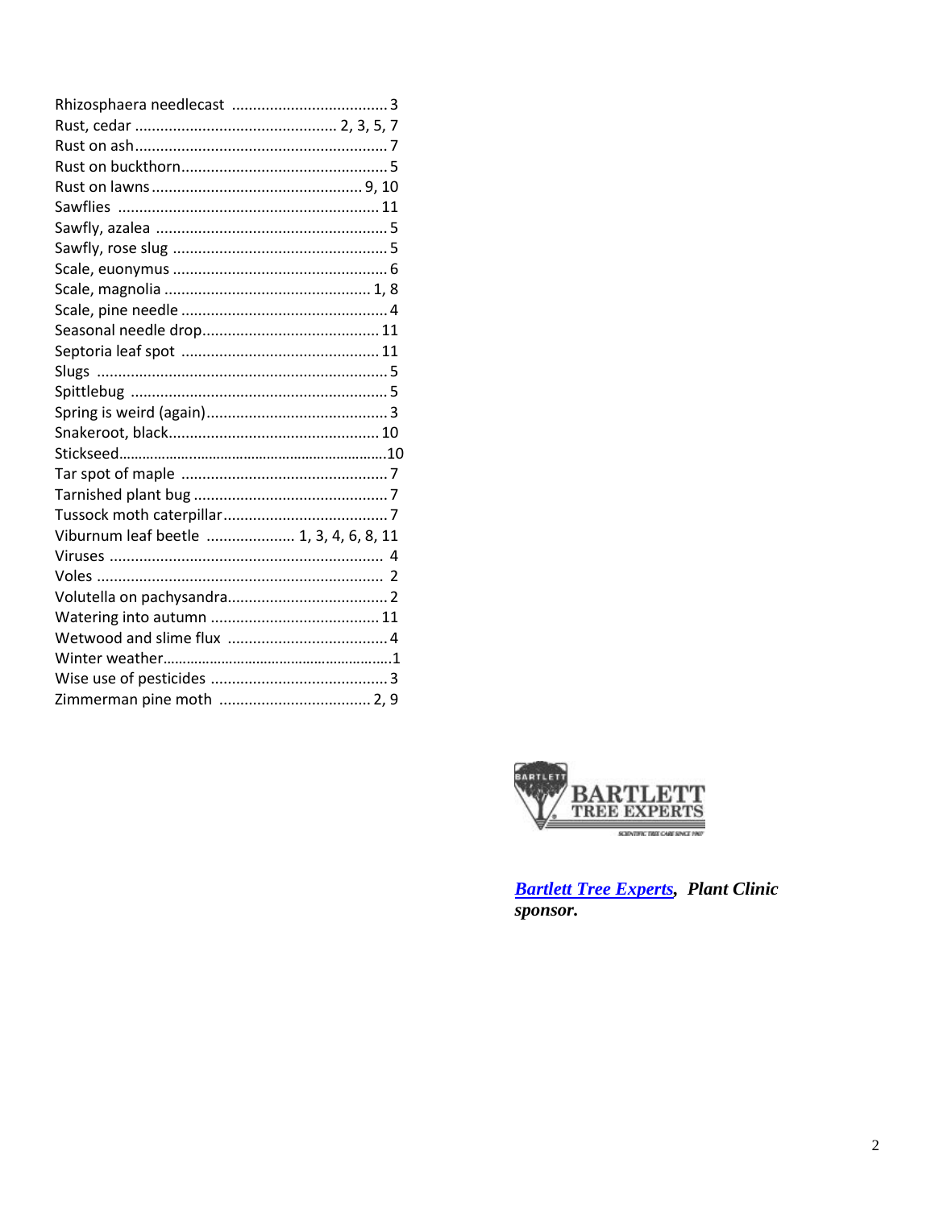Rhizosphaera needlecast ..................................... 3
Rust, cedar ................................................ 2, 3, 5, 7
Rust on ash............................................................ 7
Rust on buckthorn................................................. 5
Rust on lawns.................................................. 9, 10
Sawflies ............................................................. 11
Sawfly, azalea ....................................................... 5
Sawfly, rose slug ................................................... 5
Scale, euonymus ................................................... 6
Scale, magnolia ................................................. 1, 8
Scale, pine needle ................................................. 4
Seasonal needle drop.......................................... 11
Septoria leaf spot ............................................... 11
Slugs ..................................................................... 5
Spittlebug ............................................................. 5
Spring is weird (again)........................................... 3
Snakeroot, black.................................................. 10
Stickseed...............................................................10
Tar spot of maple ................................................. 7
Tarnished plant bug .............................................. 7
Tussock moth caterpillar....................................... 7
Viburnum leaf beetle ..................... 1, 3, 4, 6, 8, 11
Viruses ................................................................. 4
Voles .................................................................... 2
Volutella on pachysandra...................................... 2
Watering into autumn ......................................... 11
Wetwood and slime flux ...................................... 4
Winter weather......................................................1
Wise use of pesticides .......................................... 3
Zimmerman pine moth .................................... 2, 9

BARTLETT TREE EXPERTS

SCIENTIFIC TREE CARE SINCE 1907

***Bartlett Tree Experts*, Plant Clinic sponsor.**